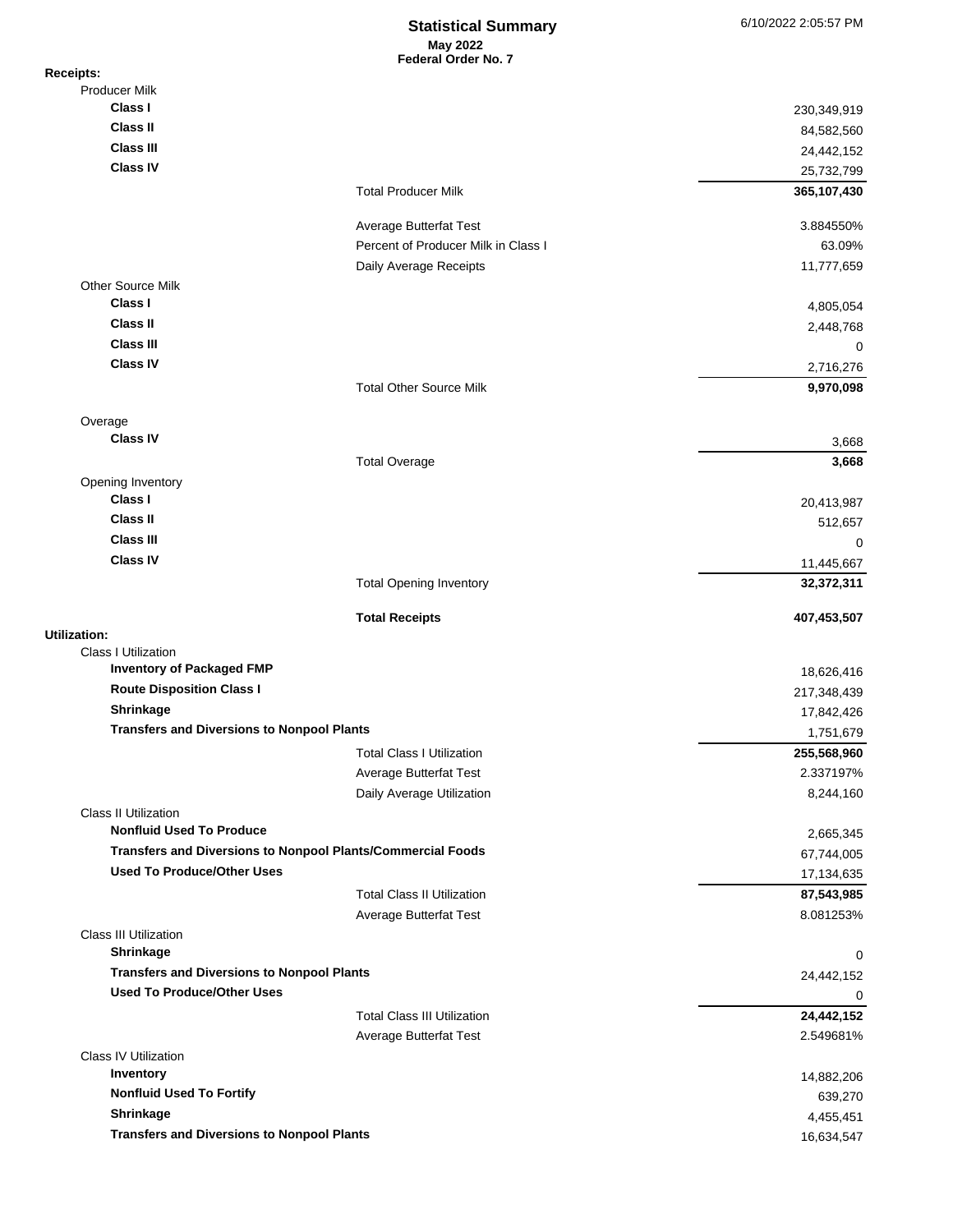# Statistical Summary

**May 2022**
**Federal Order No. 7**

6/10/2022 2:05:57 PM

**Receipts:**

| | | |
|---|---|---|
| **Producer Milk** | | |
| **Class I** | | 230,349,919 |
| **Class II** | | 84,582,560 |
| **Class III** | | 24,442,152 |
| **Class IV** | | 25,732,799 |
| | Total Producer Milk | **365,107,430** |
| | Average Butterfat Test | 3.884550% |
| | Percent of Producer Milk in Class I | 63.09% |
| | Daily Average Receipts | 11,777,659 |
| **Other Source Milk** | | |
| **Class I** | | 4,805,054 |
| **Class II** | | 2,448,768 |
| **Class III** | | 0 |
| **Class IV** | | 2,716,276 |
| | Total Other Source Milk | **9,970,098** |
| **Overage** | | |
| **Class IV** | | 3,668 |
| | Total Overage | **3,668** |
| **Opening Inventory** | | |
| **Class I** | | 20,413,987 |
| **Class II** | | 512,657 |
| **Class III** | | 0 |
| **Class IV** | | 11,445,667 |
| | Total Opening Inventory | **32,372,311** |
| | **Total Receipts** | **407,453,507** |

**Utilization:**

| | | |
|---|---|---|
| **Class I Utilization** | | |
| **Inventory of Packaged FMP** | | 18,626,416 |
| **Route Disposition Class I** | | 217,348,439 |
| **Shrinkage** | | 17,842,426 |
| **Transfers and Diversions to Nonpool Plants** | | 1,751,679 |
| | Total Class I Utilization | **255,568,960** |
| | Average Butterfat Test | 2.337197% |
| | Daily Average Utilization | 8,244,160 |
| **Class II Utilization** | | |
| **Nonfluid Used To Produce** | | 2,665,345 |
| **Transfers and Diversions to Nonpool Plants/Commercial Foods** | | 67,744,005 |
| **Used To Produce/Other Uses** | | 17,134,635 |
| | Total Class II Utilization | **87,543,985** |
| | Average Butterfat Test | 8.081253% |
| **Class III Utilization** | | |
| **Shrinkage** | | 0 |
| **Transfers and Diversions to Nonpool Plants** | | 24,442,152 |
| **Used To Produce/Other Uses** | | 0 |
| | Total Class III Utilization | **24,442,152** |
| | Average Butterfat Test | 2.549681% |
| **Class IV Utilization** | | |
| **Inventory** | | 14,882,206 |
| **Nonfluid Used To Fortify** | | 639,270 |
| **Shrinkage** | | 4,455,451 |
| **Transfers and Diversions to Nonpool Plants** | | 16,634,547 |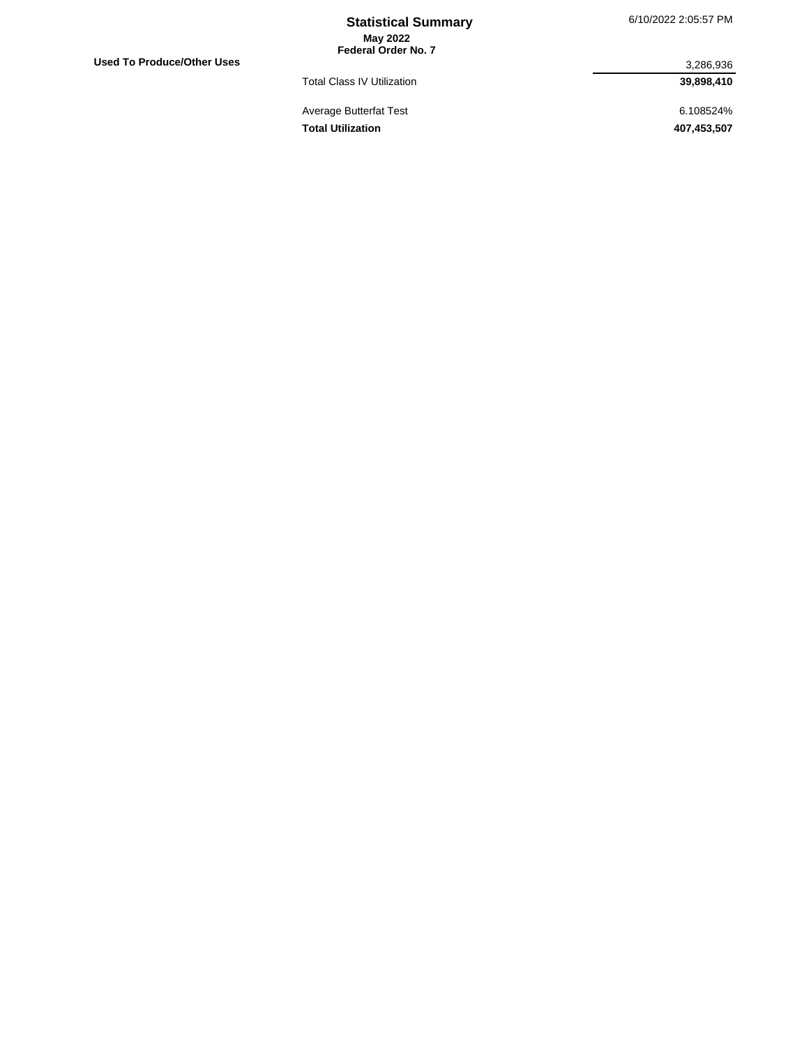# Statistical Summary

**May 2022**
**Federal Order No. 7**

6/10/2022 2:05:57 PM

| | | |
|---|---|---|
| **Used To Produce/Other Uses** | | 3,286,936 |
| | Total Class IV Utilization | **39,898,410** |
| | Average Butterfat Test | 6.108524% |
| | **Total Utilization** | **407,453,507** |